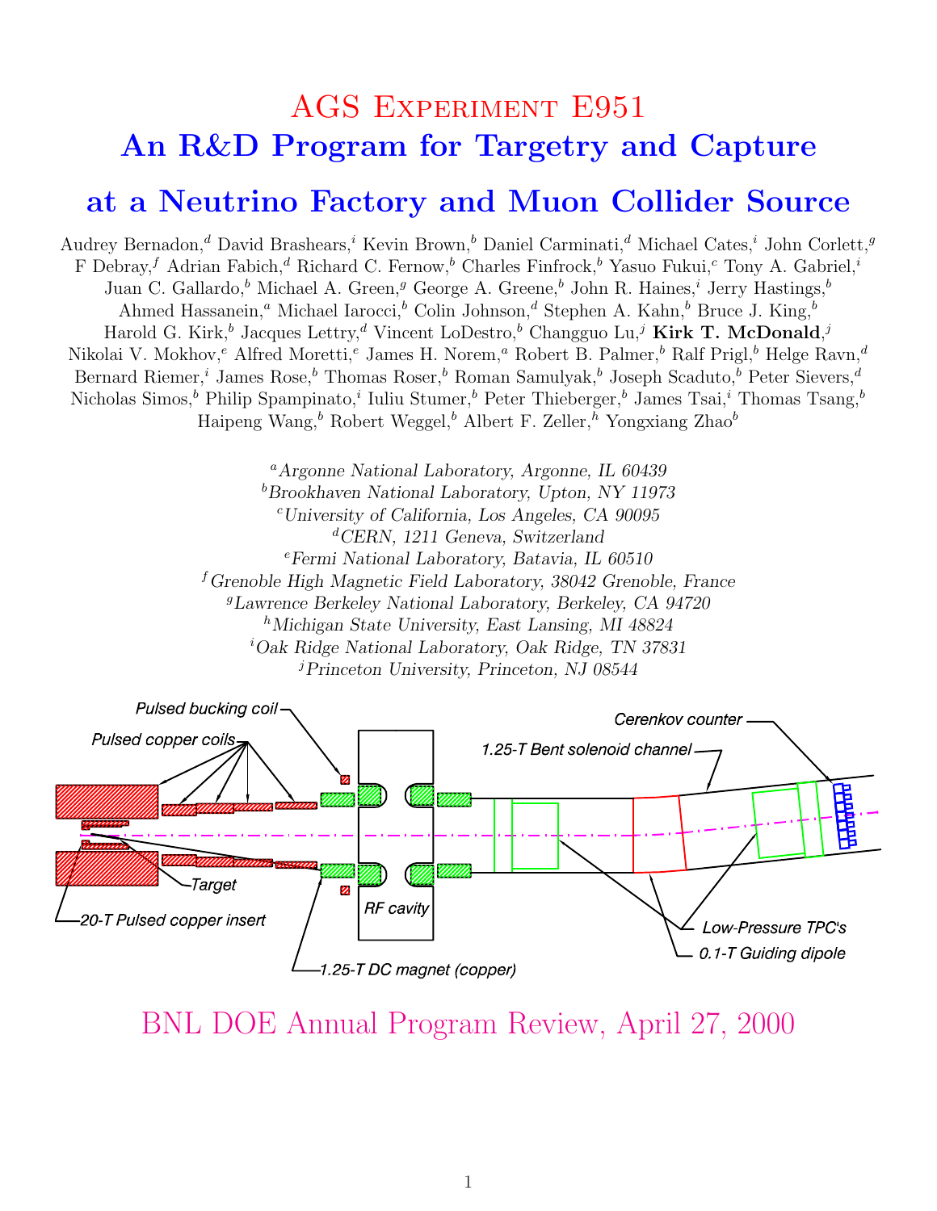# AGS Experiment E951

## An R&D Program for Targetry and Capture at a Neutrino Factory and Muon Collider Source

Audrey Bernadon,[d] David Brashears,[i] Kevin Brown,[b] Daniel Carminati,[d] Michael Cates,[i] John Corlett,[g] F Debray,[f] Adrian Fabich,[d] Richard C. Fernow,[b] Charles Finfrock,[b] Yasuo Fukui,[c] Tony A. Gabriel,[i] Juan C. Gallardo,[b] Michael A. Green,[g] George A. Greene,[b] John R. Haines,[i] Jerry Hastings,[b] Ahmed Hassanein,[a] Michael Iarocci,[b] Colin Johnson,[d] Stephen A. Kahn,[b] Bruce J. King,[b] Harold G. Kirk,[b] Jacques Lettry,[d] Vincent LoDestro,[b] Changguo Lu,[j] **Kirk T. McDonald**,[j] Nikolai V. Mokhov,[e] Alfred Moretti,[e] James H. Norem,[a] Robert B. Palmer,[b] Ralf Prigl,[b] Helge Ravn,[d] Bernard Riemer,[i] James Rose,[b] Thomas Roser,[b] Roman Samulyak,[b] Joseph Scaduto,[b] Peter Sievers,[d] Nicholas Simos,[b] Philip Spampinato,[i] Iuliu Stumer,[b] Peter Thieberger,[b] James Tsai,[i] Thomas Tsang,[b] Haipeng Wang,[b] Robert Weggel,[b] Albert F. Zeller,[h] Yongxiang Zhao[b]

[a] *Argonne National Laboratory, Argonne, IL 60439*
[b] *Brookhaven National Laboratory, Upton, NY 11973*
[c] *University of California, Los Angeles, CA 90095*
[d] *CERN, 1211 Geneva, Switzerland*
[e] *Fermi National Laboratory, Batavia, IL 60510*
[f] *Grenoble High Magnetic Field Laboratory, 38042 Grenoble, France*
[g] *Lawrence Berkeley National Laboratory, Berkeley, CA 94720*
[h] *Michigan State University, East Lansing, MI 48824*
[i] *Oak Ridge National Laboratory, Oak Ridge, TN 37831*
[j] *Princeton University, Princeton, NJ 08544*

Pulsed bucking coil · Pulsed copper coils · Target · 20-T Pulsed copper insert · RF cavity · 1.25-T DC magnet (copper) · 1.25-T Bent solenoid channel · Cerenkov counter · Low-Pressure TPC's · 0.1-T Guiding dipole

BNL DOE Annual Program Review, April 27, 2000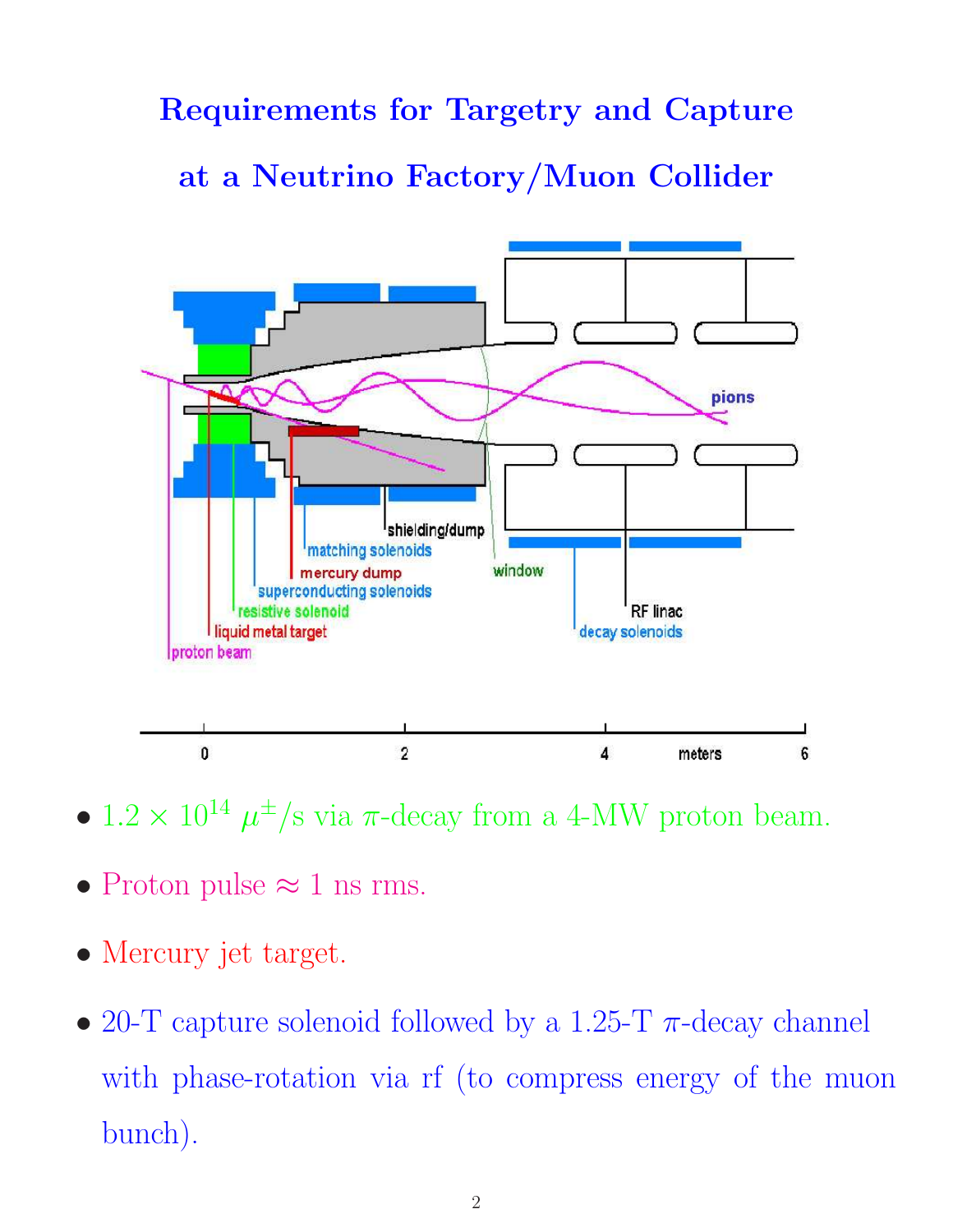# Requirements for Targetry and Capture at a Neutrino Factory/Muon Collider

- $1.2 \times 10^{14}$ $\mu^{\pm}$/s via $\pi$-decay from a 4-MW proton beam.
- Proton pulse $\approx 1$ ns rms.
- Mercury jet target.
- 20-T capture solenoid followed by a 1.25-T $\pi$-decay channel with phase-rotation via rf (to compress energy of the muon bunch).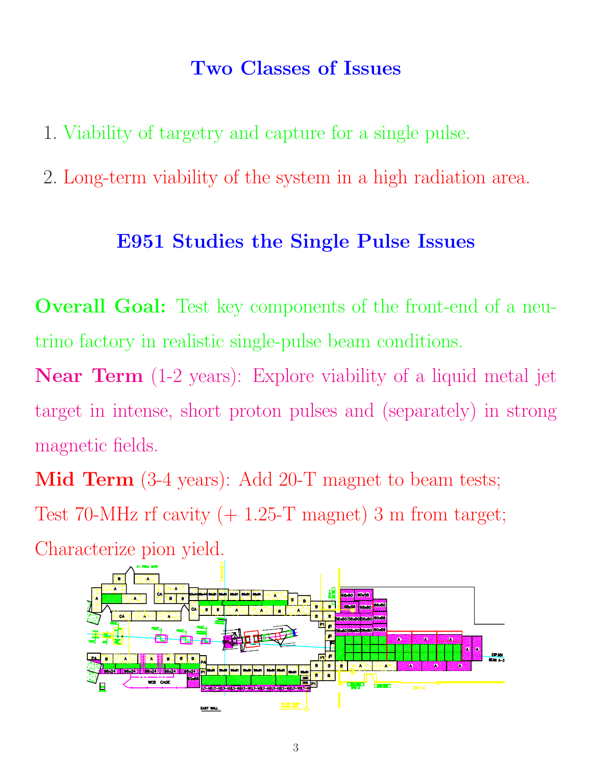## Two Classes of Issues

1. Viability of targetry and capture for a single pulse.
2. Long-term viability of the system in a high radiation area.

## E951 Studies the Single Pulse Issues

**Overall Goal:** Test key components of the front-end of a neutrino factory in realistic single-pulse beam conditions.

**Near Term** (1-2 years): Explore viability of a liquid metal jet target in intense, short proton pulses and (separately) in strong magnetic fields.

**Mid Term** (3-4 years): Add 20-T magnet to beam tests; Test 70-MHz rf cavity (+ 1.25-T magnet) 3 m from target; Characterize pion yield.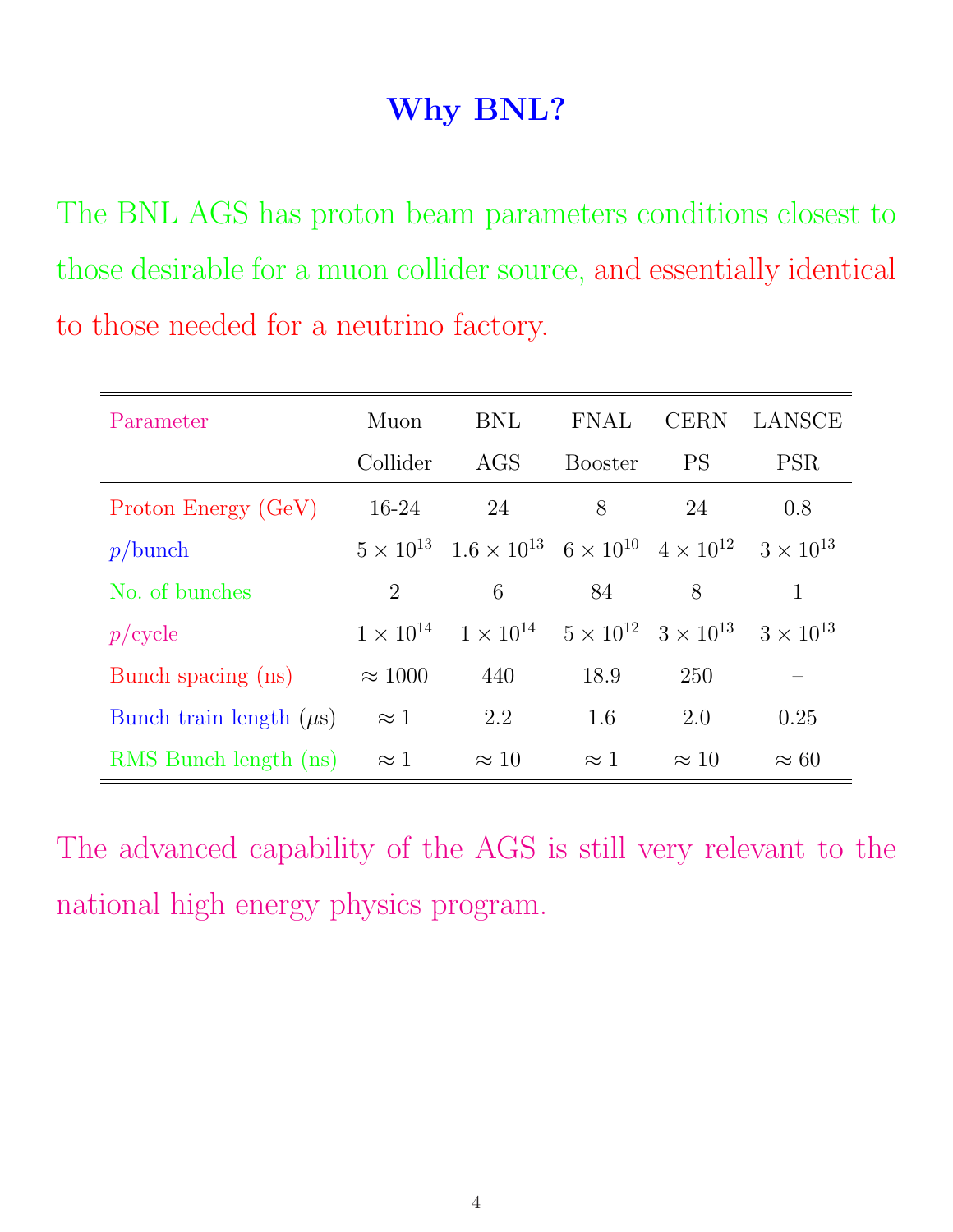# Why BNL?

The BNL AGS has proton beam parameters conditions closest to those desirable for a muon collider source, and essentially identical to those needed for a neutrino factory.

| Parameter | Muon Collider | BNL AGS | FNAL Booster | CERN PS | LANSCE PSR |
|---|---|---|---|---|---|
| Proton Energy (GeV) | 16-24 | 24 | 8 | 24 | 0.8 |
| $p$/bunch | $5 \times 10^{13}$ | $1.6 \times 10^{13}$ | $6 \times 10^{10}$ | $4 \times 10^{12}$ | $3 \times 10^{13}$ |
| No. of bunches | 2 | 6 | 84 | 8 | 1 |
| $p$/cycle | $1 \times 10^{14}$ | $1 \times 10^{14}$ | $5 \times 10^{12}$ | $3 \times 10^{13}$ | $3 \times 10^{13}$ |
| Bunch spacing (ns) | $\approx 1000$ | 440 | 18.9 | 250 | – |
| Bunch train length ($\mu$s) | $\approx 1$ | 2.2 | 1.6 | 2.0 | 0.25 |
| RMS Bunch length (ns) | $\approx 1$ | $\approx 10$ | $\approx 1$ | $\approx 10$ | $\approx 60$ |

The advanced capability of the AGS is still very relevant to the national high energy physics program.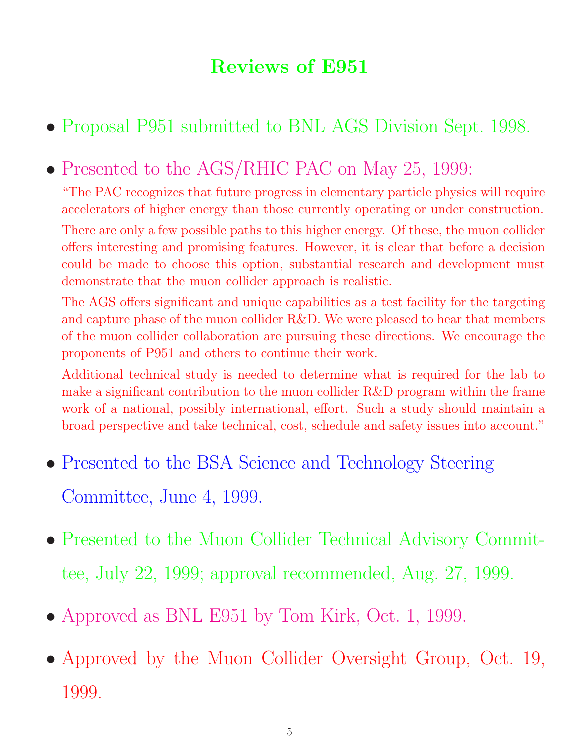# Reviews of E951

- Proposal P951 submitted to BNL AGS Division Sept. 1998.
- Presented to the AGS/RHIC PAC on May 25, 1999:

  "The PAC recognizes that future progress in elementary particle physics will require accelerators of higher energy than those currently operating or under construction.

  There are only a few possible paths to this higher energy. Of these, the muon collider offers interesting and promising features. However, it is clear that before a decision could be made to choose this option, substantial research and development must demonstrate that the muon collider approach is realistic.

  The AGS offers significant and unique capabilities as a test facility for the targeting and capture phase of the muon collider R&D. We were pleased to hear that members of the muon collider collaboration are pursuing these directions. We encourage the proponents of P951 and others to continue their work.

  Additional technical study is needed to determine what is required for the lab to make a significant contribution to the muon collider R&D program within the frame work of a national, possibly international, effort. Such a study should maintain a broad perspective and take technical, cost, schedule and safety issues into account."
- Presented to the BSA Science and Technology Steering Committee, June 4, 1999.
- Presented to the Muon Collider Technical Advisory Committee, July 22, 1999; approval recommended, Aug. 27, 1999.
- Approved as BNL E951 by Tom Kirk, Oct. 1, 1999.
- Approved by the Muon Collider Oversight Group, Oct. 19, 1999.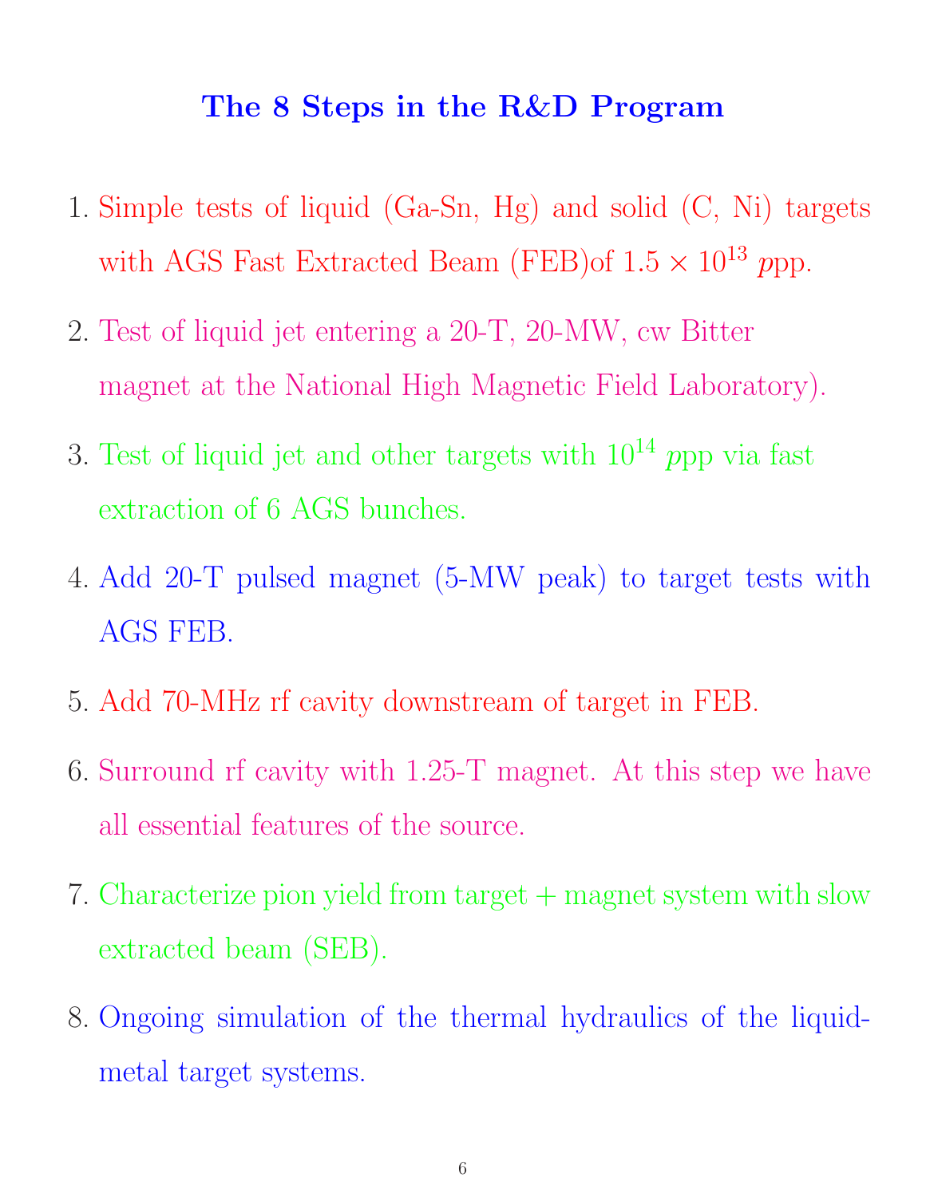# The 8 Steps in the R&D Program

1. Simple tests of liquid (Ga-Sn, Hg) and solid (C, Ni) targets with AGS Fast Extracted Beam (FEB)of $1.5 \times 10^{13}$ $p$pp.
2. Test of liquid jet entering a 20-T, 20-MW, cw Bitter magnet at the National High Magnetic Field Laboratory).
3. Test of liquid jet and other targets with $10^{14}$ $p$pp via fast extraction of 6 AGS bunches.
4. Add 20-T pulsed magnet (5-MW peak) to target tests with AGS FEB.
5. Add 70-MHz rf cavity downstream of target in FEB.
6. Surround rf cavity with 1.25-T magnet. At this step we have all essential features of the source.
7. Characterize pion yield from target + magnet system with slow extracted beam (SEB).
8. Ongoing simulation of the thermal hydraulics of the liquid-metal target systems.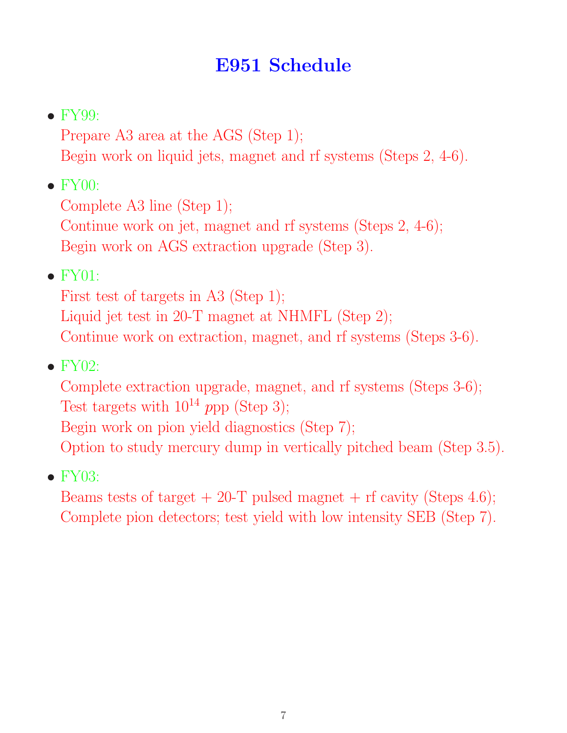# E951 Schedule

- FY99:
  Prepare A3 area at the AGS (Step 1);
  Begin work on liquid jets, magnet and rf systems (Steps 2, 4-6).

- FY00:
  Complete A3 line (Step 1);
  Continue work on jet, magnet and rf systems (Steps 2, 4-6);
  Begin work on AGS extraction upgrade (Step 3).

- FY01:
  First test of targets in A3 (Step 1);
  Liquid jet test in 20-T magnet at NHMFL (Step 2);
  Continue work on extraction, magnet, and rf systems (Steps 3-6).

- FY02:
  Complete extraction upgrade, magnet, and rf systems (Steps 3-6);
  Test targets with $10^{14}$ *p*pp (Step 3);
  Begin work on pion yield diagnostics (Step 7);
  Option to study mercury dump in vertically pitched beam (Step 3.5).

- FY03:
  Beams tests of target + 20-T pulsed magnet + rf cavity (Steps 4.6);
  Complete pion detectors; test yield with low intensity SEB (Step 7).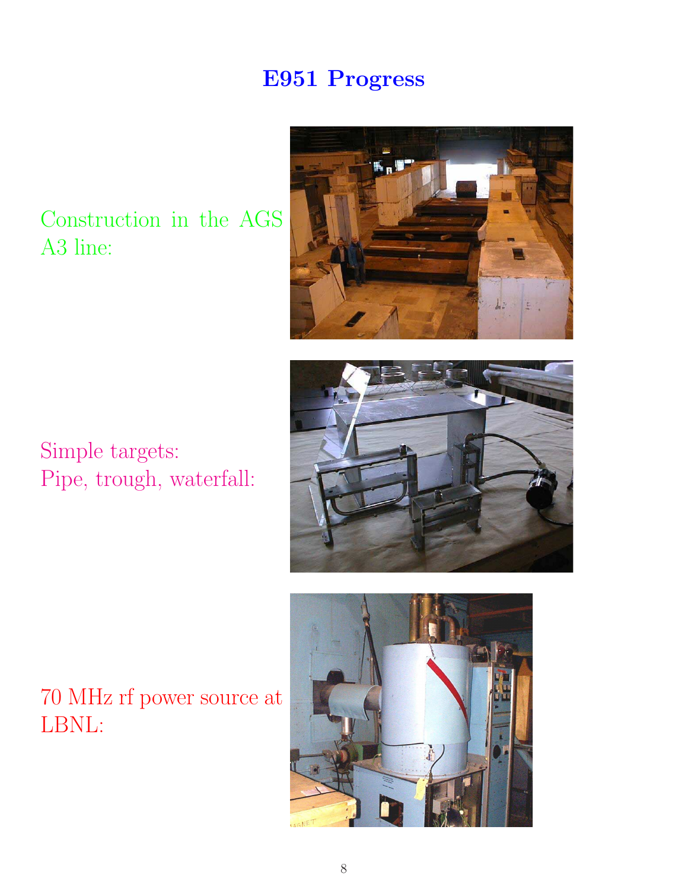# E951 Progress

Construction in the AGS A3 line:

Simple targets:
Pipe, trough, waterfall:

70 MHz rf power source at LBNL: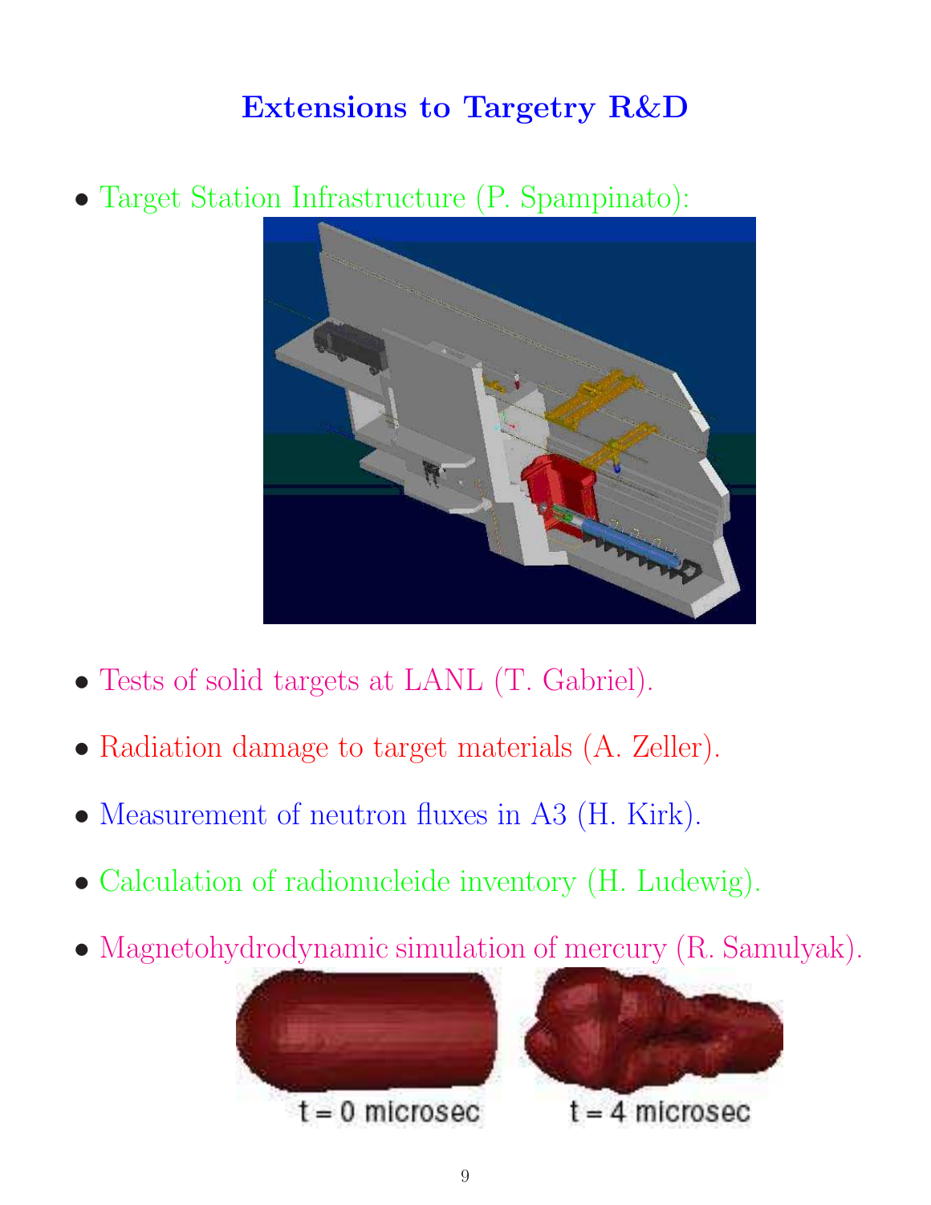# Extensions to Targetry R&D

- Target Station Infrastructure (P. Spampinato):

- Tests of solid targets at LANL (T. Gabriel).
- Radiation damage to target materials (A. Zeller).
- Measurement of neutron fluxes in A3 (H. Kirk).
- Calculation of radionucleide inventory (H. Ludewig).
- Magnetohydrodynamic simulation of mercury (R. Samulyak).

t = 0 microsec

t = 4 microsec